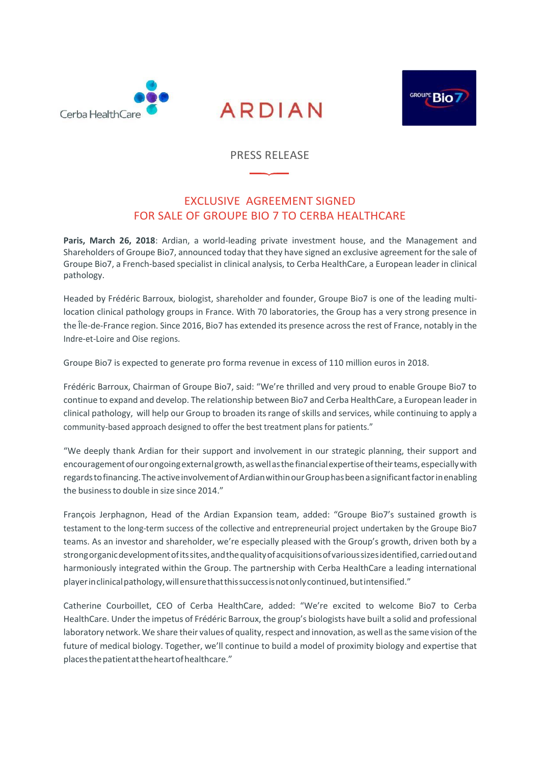PRESS RELEASE

# EXCLUSIVE AGREEMENT SIGNED FOR SALE OF GROUPE BIO 7 TO CERBA HEALTHCARE

**Paris, March 26, 2018**: Ardian, a world-leading private investment house, and the Management and Shareholders of Groupe Bio7, announced today that they have signed an exclusive agreement for the sale of Groupe Bio7, a French-based specialist in clinical analysis, to Cerba HealthCare, a European leader in clinical pathology.

Headed by Frédéric Barroux, biologist, shareholder and founder, Groupe Bio7 is one of the leading multi-location clinical pathology groups in France. With 70 laboratories, the Group has a very strong presence in the Île-de-France region. Since 2016, Bio7 has extended its presence across the rest of France, notably in the Indre-et-Loire and Oise regions.

Groupe Bio7 is expected to generate pro forma revenue in excess of 110 million euros in 2018.

Frédéric Barroux, Chairman of Groupe Bio7, said: "We're thrilled and very proud to enable Groupe Bio7 to continue to expand and develop. The relationship between Bio7 and Cerba HealthCare, a European leader in clinical pathology, will help our Group to broaden its range of skills and services, while continuing to apply a community-based approach designed to offer the best treatment plans for patients."

"We deeply thank Ardian for their support and involvement in our strategic planning, their support and encouragement of our ongoing external growth, as well as the financial expertise of their teams, especially with regards to financing. The active involvement of Ardian within our Group has been a significant factor in enabling the business to double in size since 2014."

François Jerphagnon, Head of the Ardian Expansion team, added: "Groupe Bio7's sustained growth is testament to the long-term success of the collective and entrepreneurial project undertaken by the Groupe Bio7 teams. As an investor and shareholder, we're especially pleased with the Group's growth, driven both by a strong organic development of its sites, and the quality of acquisitions of various sizes identified, carried out and harmoniously integrated within the Group. The partnership with Cerba HealthCare a leading international player in clinical pathology, will ensure that this success is not only continued, but intensified."

Catherine Courboillet, CEO of Cerba HealthCare, added: "We're excited to welcome Bio7 to Cerba HealthCare. Under the impetus of Frédéric Barroux, the group's biologists have built a solid and professional laboratory network. We share their values of quality, respect and innovation, as well as the same vision of the future of medical biology. Together, we'll continue to build a model of proximity biology and expertise that places the patient at the heart of healthcare."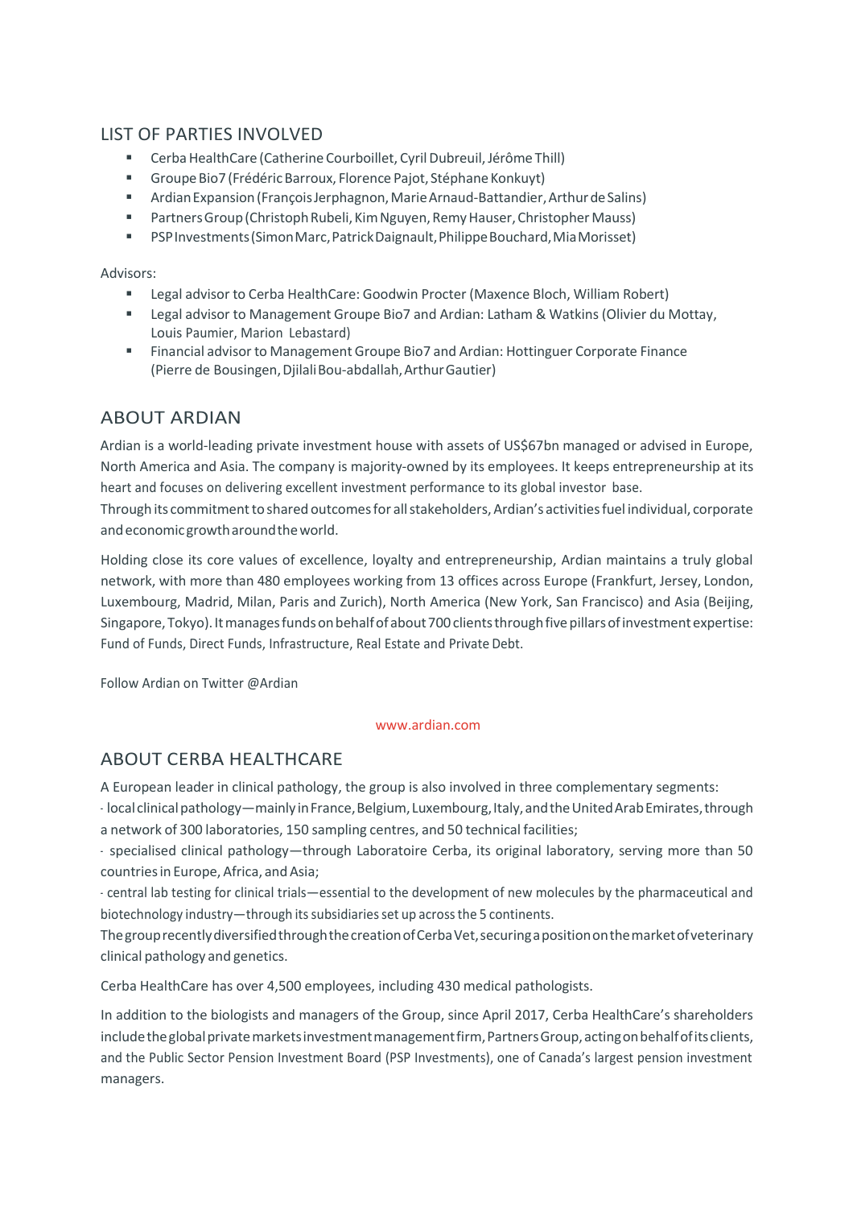## LIST OF PARTIES INVOLVED

- Cerba HealthCare (Catherine Courboillet, Cyril Dubreuil, Jérôme Thill)
- Groupe Bio7 (Frédéric Barroux, Florence Pajot, Stéphane Konkuyt)
- Ardian Expansion (François Jerphagnon, Marie Arnaud-Battandier, Arthur de Salins)
- Partners Group (Christoph Rubeli, Kim Nguyen, Remy Hauser, Christopher Mauss)
- PSP Investments (Simon Marc, Patrick Daignault, Philippe Bouchard, Mia Morisset)

Advisors:

- Legal advisor to Cerba HealthCare: Goodwin Procter (Maxence Bloch, William Robert)
- Legal advisor to Management Groupe Bio7 and Ardian: Latham & Watkins (Olivier du Mottay, Louis Paumier, Marion Lebastard)
- Financial advisor to Management Groupe Bio7 and Ardian: Hottinguer Corporate Finance (Pierre de Bousingen, Djilali Bou-abdallah, Arthur Gautier)

## ABOUT ARDIAN

Ardian is a world-leading private investment house with assets of US$67bn managed or advised in Europe, North America and Asia. The company is majority-owned by its employees. It keeps entrepreneurship at its heart and focuses on delivering excellent investment performance to its global investor base.
Through its commitment to shared outcomes for all stakeholders, Ardian's activities fuel individual, corporate and economic growth around the world.

Holding close its core values of excellence, loyalty and entrepreneurship, Ardian maintains a truly global network, with more than 480 employees working from 13 offices across Europe (Frankfurt, Jersey, London, Luxembourg, Madrid, Milan, Paris and Zurich), North America (New York, San Francisco) and Asia (Beijing, Singapore, Tokyo). It manages funds on behalf of about 700 clients through five pillars of investment expertise: Fund of Funds, Direct Funds, Infrastructure, Real Estate and Private Debt.

Follow Ardian on Twitter @Ardian

www.ardian.com

## ABOUT CERBA HEALTHCARE

A European leader in clinical pathology, the group is also involved in three complementary segments:
- local clinical pathology—mainly in France, Belgium, Luxembourg, Italy, and the United Arab Emirates, through a network of 300 laboratories, 150 sampling centres, and 50 technical facilities;
- specialised clinical pathology—through Laboratoire Cerba, its original laboratory, serving more than 50 countries in Europe, Africa, and Asia;
- central lab testing for clinical trials—essential to the development of new molecules by the pharmaceutical and biotechnology industry—through its subsidiaries set up across the 5 continents.

The group recently diversified through the creation of Cerba Vet, securing a position on the market of veterinary clinical pathology and genetics.

Cerba HealthCare has over 4,500 employees, including 430 medical pathologists.

In addition to the biologists and managers of the Group, since April 2017, Cerba HealthCare's shareholders include the global private markets investment management firm, Partners Group, acting on behalf of its clients, and the Public Sector Pension Investment Board (PSP Investments), one of Canada's largest pension investment managers.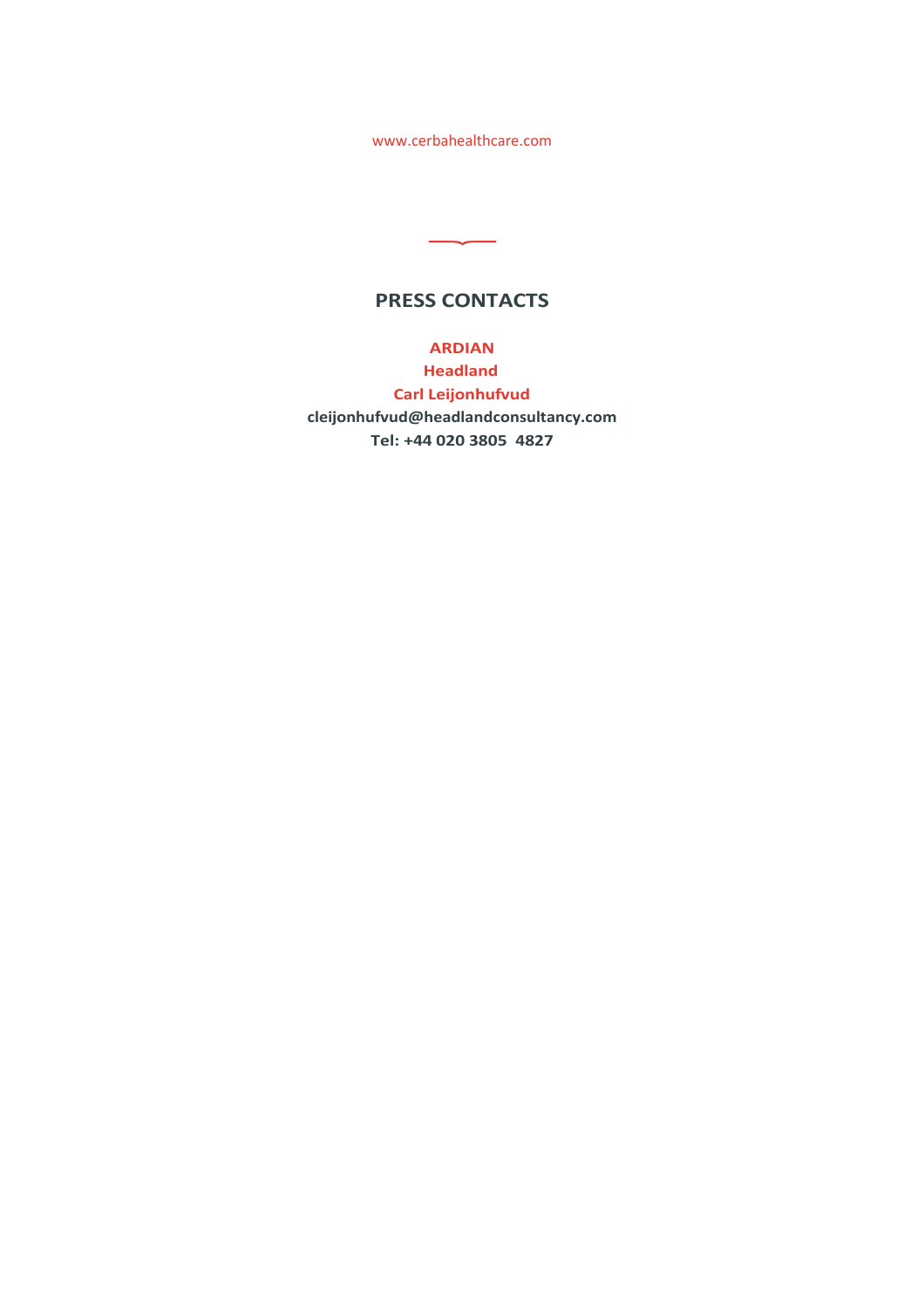www.cerbahealthcare.com

## PRESS CONTACTS

**ARDIAN**
**Headland**
**Carl Leijonhufvud**
**cleijonhufvud@headlandconsultancy.com**
**Tel: +44 020 3805 4827**